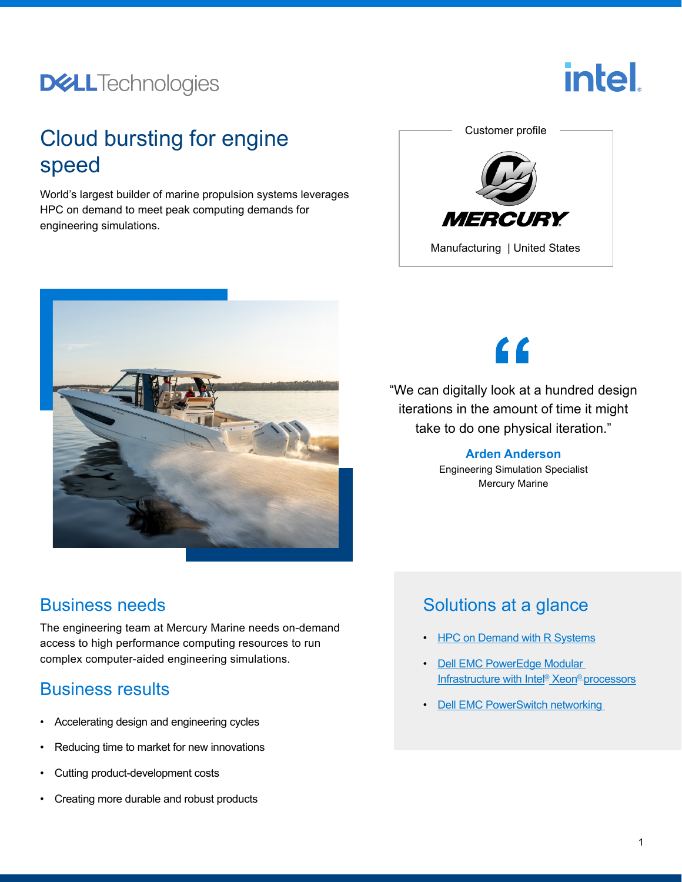# Cloud bursting for engine speed

World's largest builder of marine propulsion systems leverages HPC on demand to meet peak computing demands for engineering simulations.

Customer profile

MERCURY

Manufacturing | United States

"We can digitally look at a hundred design iterations in the amount of time it might take to do one physical iteration."

**Arden Anderson**
Engineering Simulation Specialist
Mercury Marine

## Business needs

The engineering team at Mercury Marine needs on-demand access to high performance computing resources to run complex computer-aided engineering simulations.

## Business results

- Accelerating design and engineering cycles
- Reducing time to market for new innovations
- Cutting product-development costs
- Creating more durable and robust products

## Solutions at a glance

- HPC on Demand with R Systems
- Dell EMC PowerEdge Modular Infrastructure with Intel® Xeon® processors
- Dell EMC PowerSwitch networking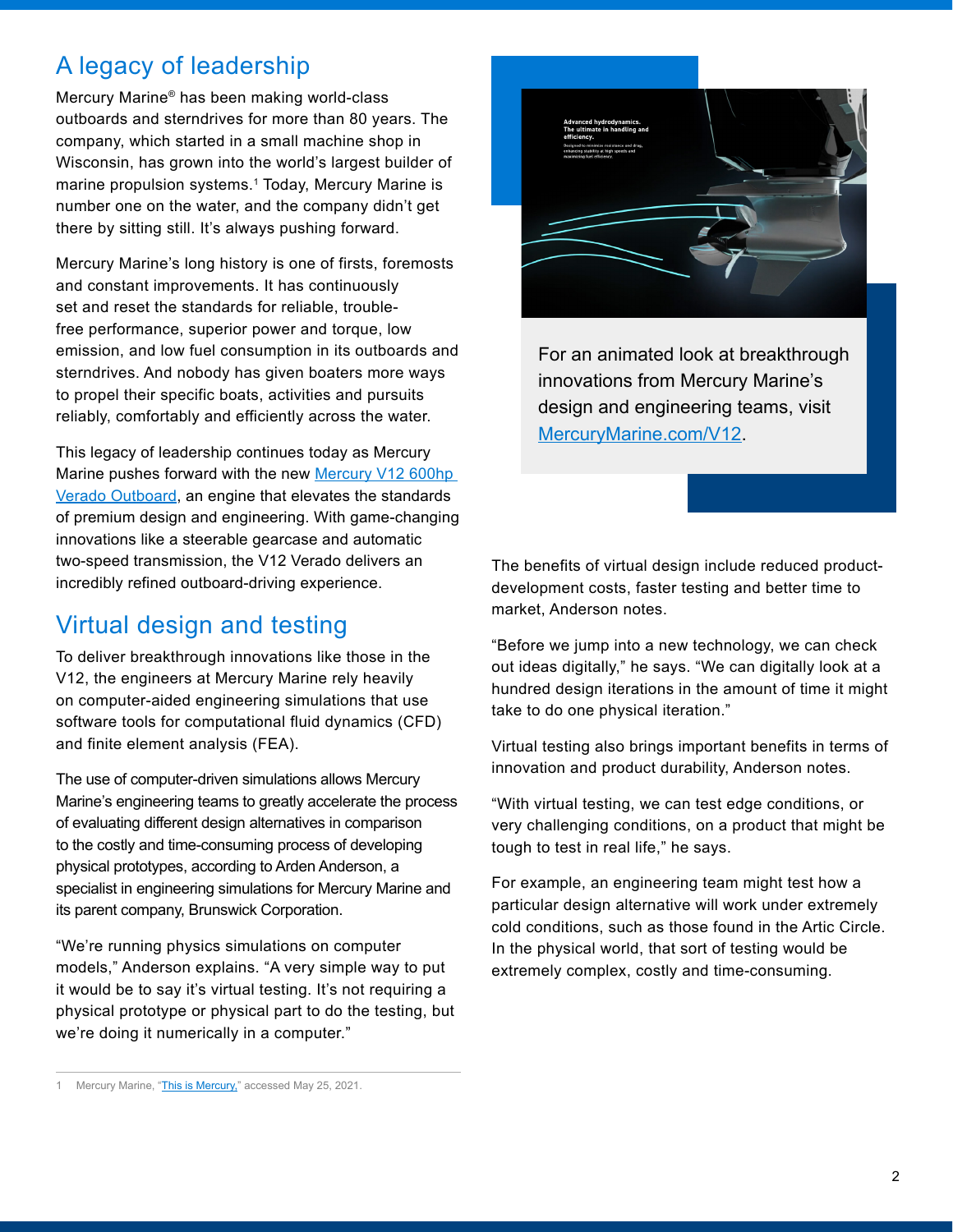## A legacy of leadership

Mercury Marine® has been making world-class outboards and sterndrives for more than 80 years. The company, which started in a small machine shop in Wisconsin, has grown into the world's largest builder of marine propulsion systems.[1] Today, Mercury Marine is number one on the water, and the company didn't get there by sitting still. It's always pushing forward.

Mercury Marine's long history is one of firsts, foremosts and constant improvements. It has continuously set and reset the standards for reliable, trouble-free performance, superior power and torque, low emission, and low fuel consumption in its outboards and sterndrives. And nobody has given boaters more ways to propel their specific boats, activities and pursuits reliably, comfortably and efficiently across the water.

This legacy of leadership continues today as Mercury Marine pushes forward with the new [Mercury V12 600hp Verado Outboard], an engine that elevates the standards of premium design and engineering. With game-changing innovations like a steerable gearcase and automatic two-speed transmission, the V12 Verado delivers an incredibly refined outboard-driving experience.

## Virtual design and testing

To deliver breakthrough innovations like those in the V12, the engineers at Mercury Marine rely heavily on computer-aided engineering simulations that use software tools for computational fluid dynamics (CFD) and finite element analysis (FEA).

The use of computer-driven simulations allows Mercury Marine's engineering teams to greatly accelerate the process of evaluating different design alternatives in comparison to the costly and time-consuming process of developing physical prototypes, according to Arden Anderson, a specialist in engineering simulations for Mercury Marine and its parent company, Brunswick Corporation.

"We're running physics simulations on computer models," Anderson explains. "A very simple way to put it would be to say it's virtual testing. It's not requiring a physical prototype or physical part to do the testing, but we're doing it numerically in a computer."

For an animated look at breakthrough innovations from Mercury Marine's design and engineering teams, visit MercuryMarine.com/V12.

The benefits of virtual design include reduced product-development costs, faster testing and better time to market, Anderson notes.

"Before we jump into a new technology, we can check out ideas digitally," he says. "We can digitally look at a hundred design iterations in the amount of time it might take to do one physical iteration."

Virtual testing also brings important benefits in terms of innovation and product durability, Anderson notes.

"With virtual testing, we can test edge conditions, or very challenging conditions, on a product that might be tough to test in real life," he says.

For example, an engineering team might test how a particular design alternative will work under extremely cold conditions, such as those found in the Artic Circle. In the physical world, that sort of testing would be extremely complex, costly and time-consuming.

---

1 Mercury Marine, "This is Mercury," accessed May 25, 2021.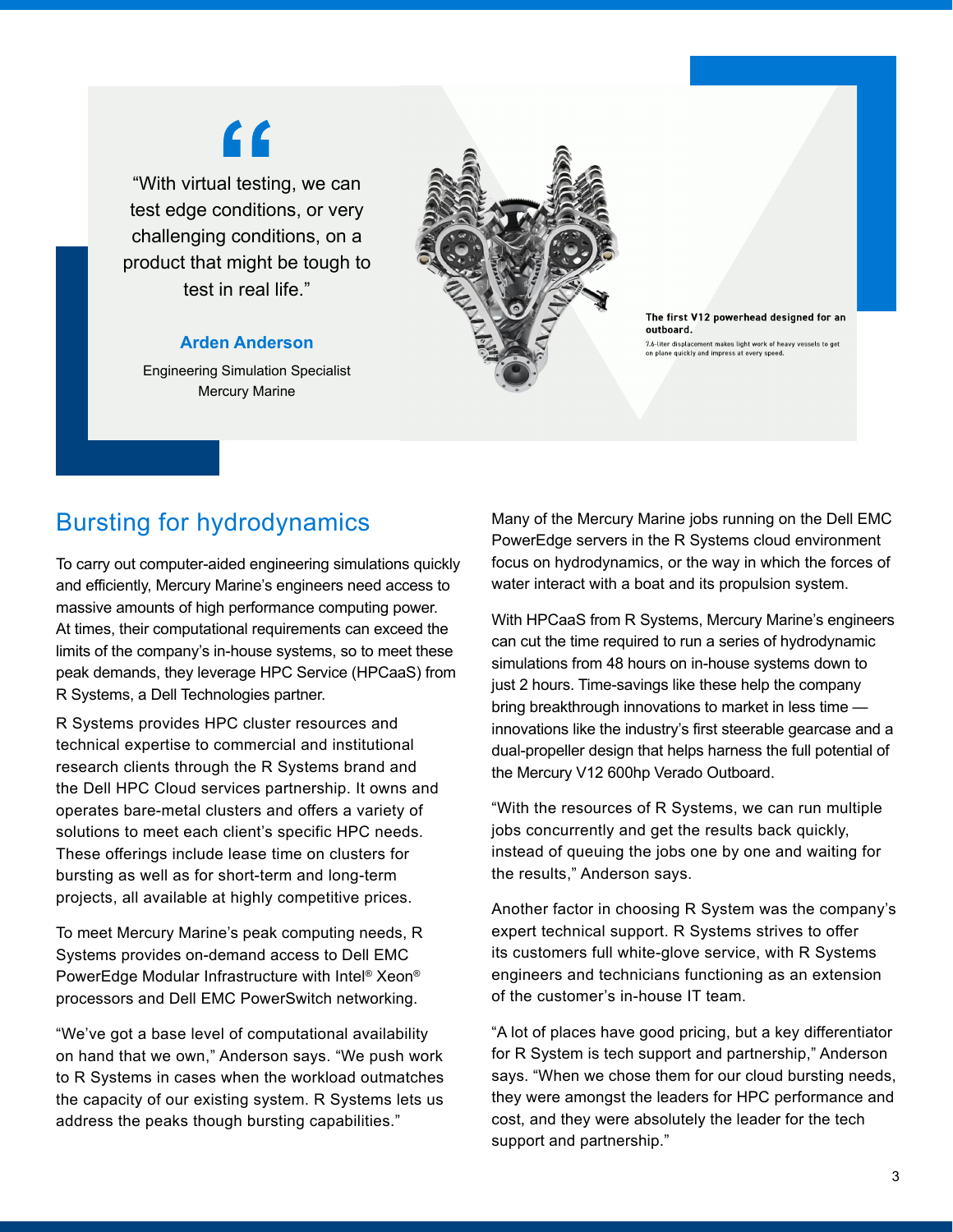“With virtual testing, we can test edge conditions, or very challenging conditions, on a product that might be tough to test in real life.”

**Arden Anderson**

Engineering Simulation Specialist
Mercury Marine

**The first V12 powerhead designed for an outboard.**

7.6-liter displacement makes light work of heavy vessels to get on plane quickly and impress at every speed.

## Bursting for hydrodynamics

To carry out computer-aided engineering simulations quickly and efficiently, Mercury Marine’s engineers need access to massive amounts of high performance computing power. At times, their computational requirements can exceed the limits of the company’s in-house systems, so to meet these peak demands, they leverage HPC Service (HPCaaS) from R Systems, a Dell Technologies partner.

R Systems provides HPC cluster resources and technical expertise to commercial and institutional research clients through the R Systems brand and the Dell HPC Cloud services partnership. It owns and operates bare-metal clusters and offers a variety of solutions to meet each client’s specific HPC needs. These offerings include lease time on clusters for bursting as well as for short-term and long-term projects, all available at highly competitive prices.

To meet Mercury Marine’s peak computing needs, R Systems provides on-demand access to Dell EMC PowerEdge Modular Infrastructure with Intel® Xeon® processors and Dell EMC PowerSwitch networking.

“We’ve got a base level of computational availability on hand that we own,” Anderson says. “We push work to R Systems in cases when the workload outmatches the capacity of our existing system. R Systems lets us address the peaks though bursting capabilities.”

Many of the Mercury Marine jobs running on the Dell EMC PowerEdge servers in the R Systems cloud environment focus on hydrodynamics, or the way in which the forces of water interact with a boat and its propulsion system.

With HPCaaS from R Systems, Mercury Marine’s engineers can cut the time required to run a series of hydrodynamic simulations from 48 hours on in-house systems down to just 2 hours. Time-savings like these help the company bring breakthrough innovations to market in less time — innovations like the industry’s first steerable gearcase and a dual-propeller design that helps harness the full potential of the Mercury V12 600hp Verado Outboard.

“With the resources of R Systems, we can run multiple jobs concurrently and get the results back quickly, instead of queuing the jobs one by one and waiting for the results,” Anderson says.

Another factor in choosing R System was the company’s expert technical support. R Systems strives to offer its customers full white-glove service, with R Systems engineers and technicians functioning as an extension of the customer’s in-house IT team.

“A lot of places have good pricing, but a key differentiator for R System is tech support and partnership,” Anderson says. “When we chose them for our cloud bursting needs, they were amongst the leaders for HPC performance and cost, and they were absolutely the leader for the tech support and partnership.”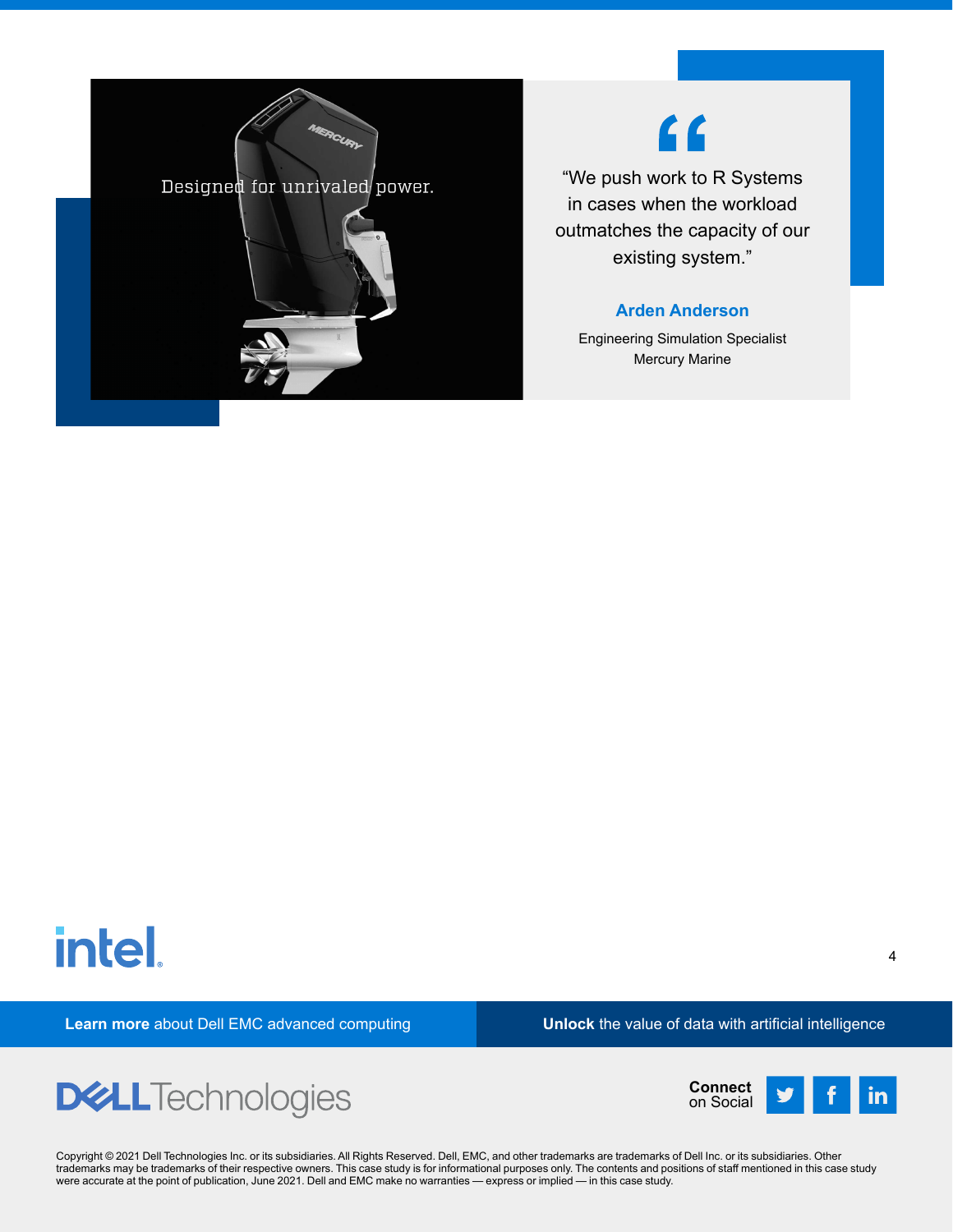Designed for unrivaled power.

> "We push work to R Systems in cases when the workload outmatches the capacity of our existing system."
>
> **Arden Anderson**
> Engineering Simulation Specialist
> Mercury Marine

**Learn more** about Dell EMC advanced computing

**Unlock** the value of data with artificial intelligence

**Connect** on Social

Copyright © 2021 Dell Technologies Inc. or its subsidiaries. All Rights Reserved. Dell, EMC, and other trademarks are trademarks of Dell Inc. or its subsidiaries. Other trademarks may be trademarks of their respective owners. This case study is for informational purposes only. The contents and positions of staff mentioned in this case study were accurate at the point of publication, June 2021. Dell and EMC make no warranties — express or implied — in this case study.